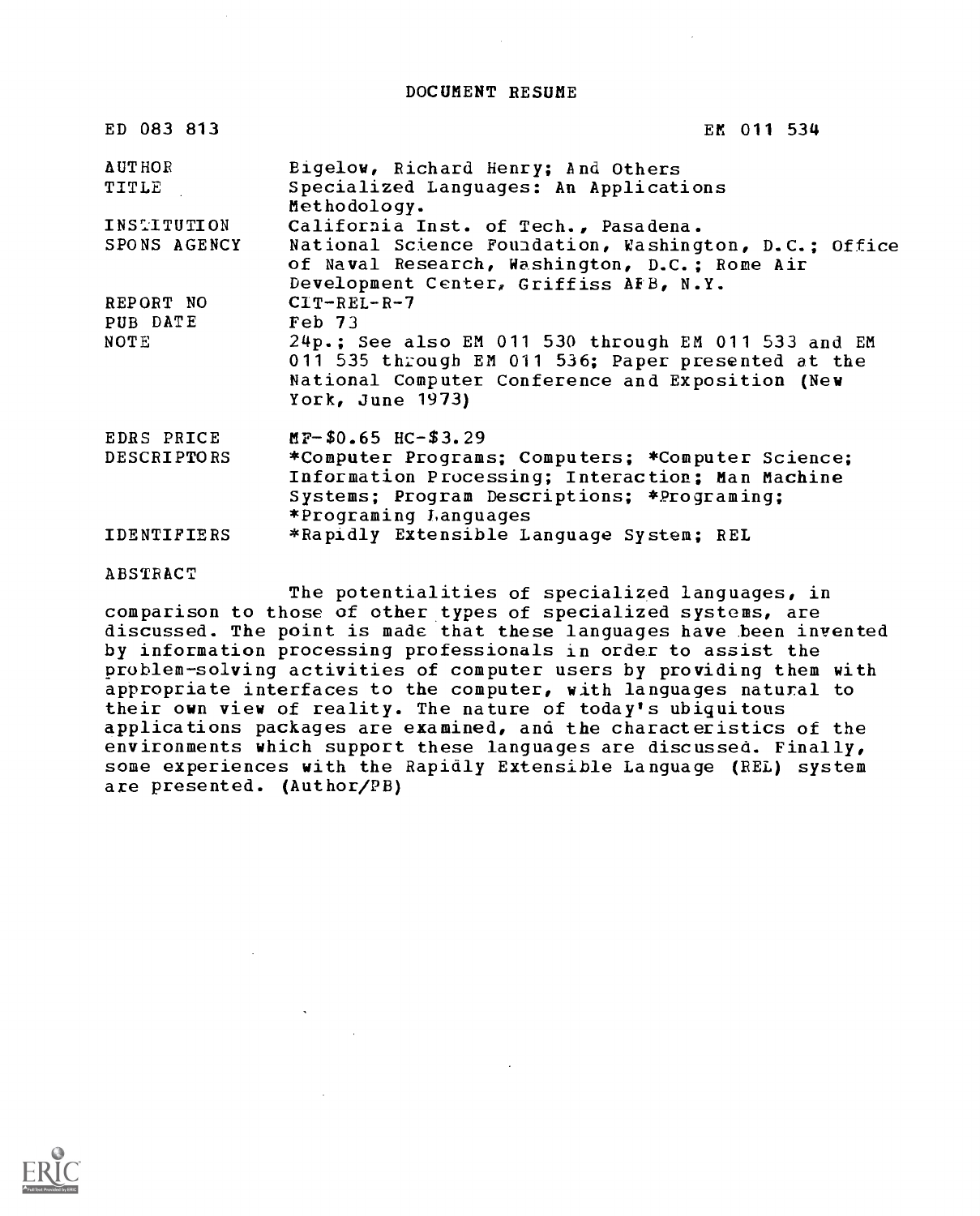# DOCUMENT RESUME

| | |
|---|---|
| ED 083 813 | EM 011 534 |
| AUTHOR | Bigelow, Richard Henry; And Others |
| TITLE | Specialized Languages: An Applications Methodology. |
| INSTITUTION | California Inst. of Tech., Pasadena. |
| SPONS AGENCY | National Science Foundation, Washington, D.C.; Office of Naval Research, Washington, D.C.; Rome Air Development Center, Griffiss AFB, N.Y. |
| REPORT NO | CIT-REL-R-7 |
| PUB DATE | Feb 73 |
| NOTE | 24p.; See also EM 011 530 through EM 011 533 and EM 011 535 through EM 011 536; Paper presented at the National Computer Conference and Exposition (New York, June 1973) |
| EDRS PRICE | MF-$0.65 HC-$3.29 |
| DESCRIPTORS | *Computer Programs; Computers; *Computer Science; Information Processing; Interaction; Man Machine Systems; Program Descriptions; *Programing; *Programing Languages |
| IDENTIFIERS | *Rapidly Extensible Language System; REL |

ABSTRACT

The potentialities of specialized languages, in comparison to those of other types of specialized systems, are discussed. The point is made that these languages have been invented by information processing professionals in order to assist the problem-solving activities of computer users by providing them with appropriate interfaces to the computer, with languages natural to their own view of reality. The nature of today's ubiquitous applications packages are examined, and the characteristics of the environments which support these languages are discussed. Finally, some experiences with the Rapidly Extensible Language (REL) system are presented. (Author/PB)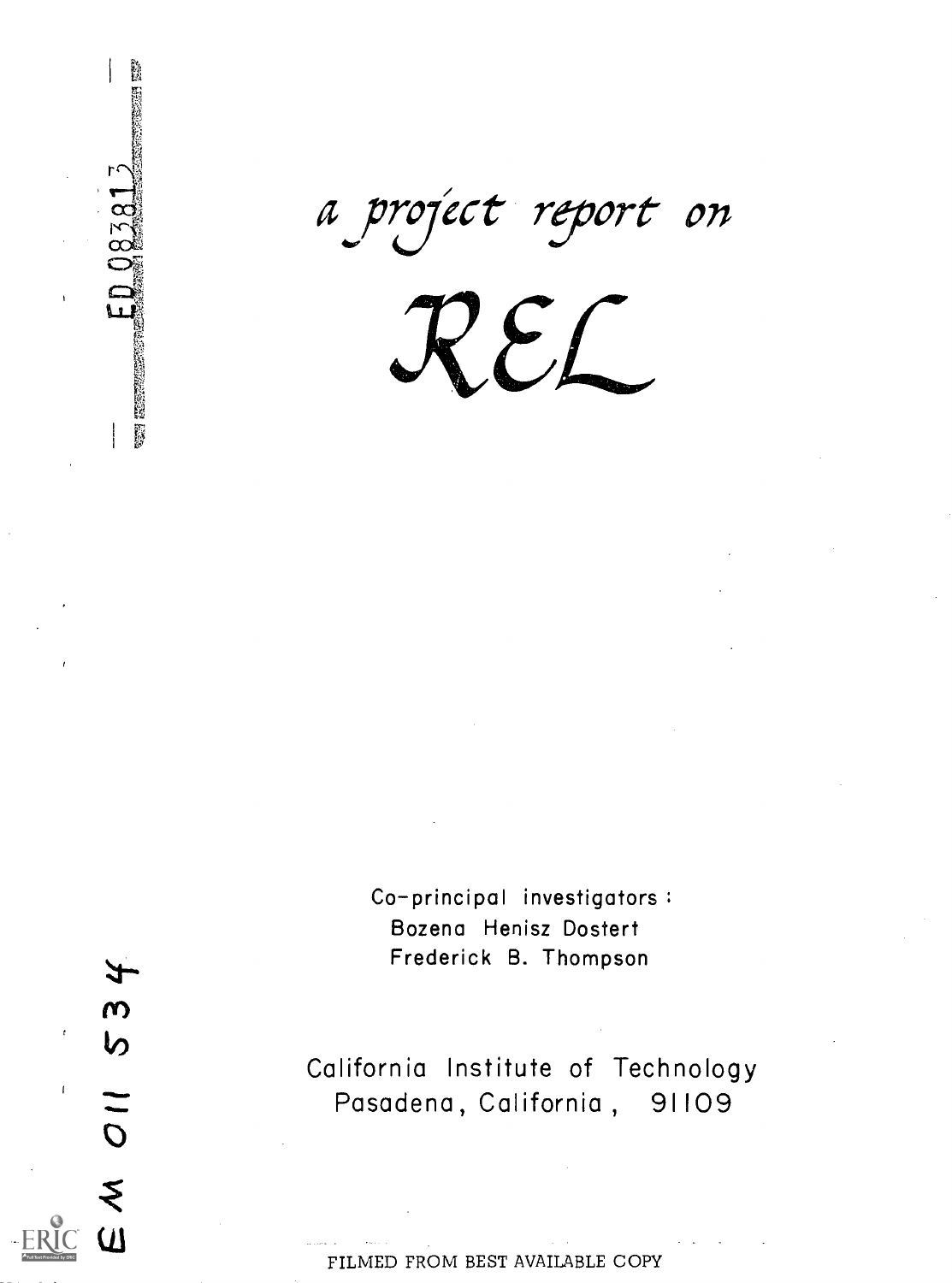ED 083813

# a project report on

# REL

Co-principal investigators:
Bozena Henisz Dostert
Frederick B. Thompson

California Institute of Technology
Pasadena, California, 91109

EM 011 534

FILMED FROM BEST AVAILABLE COPY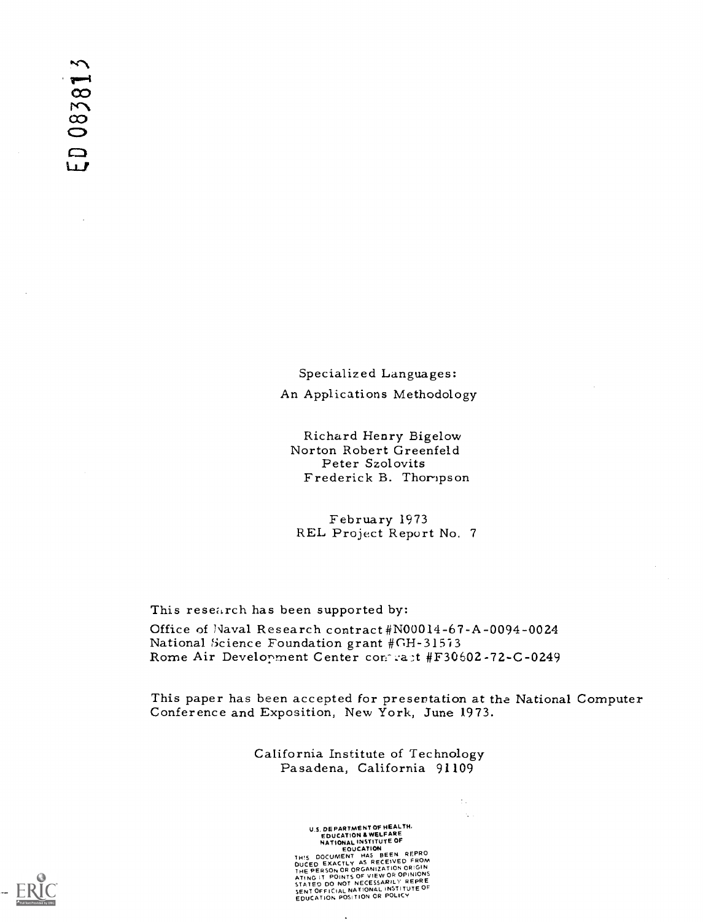ED 083813

Specialized Languages:
An Applications Methodology

Richard Henry Bigelow
Norton Robert Greenfeld
Peter Szolovits
Frederick B. Thompson

February 1973
REL Project Report No. 7

This research has been supported by:

Office of Naval Research contract #N00014-67-A-0094-0024
National Science Foundation grant #GH-31573
Rome Air Development Center contract #F30602-72-C-0249

This paper has been accepted for presentation at the National Computer Conference and Exposition, New York, June 1973.

California Institute of Technology
Pasadena, California 91109

U.S. DEPARTMENT OF HEALTH, EDUCATION & WELFARE
NATIONAL INSTITUTE OF EDUCATION
THIS DOCUMENT HAS BEEN REPRODUCED EXACTLY AS RECEIVED FROM THE PERSON OR ORGANIZATION ORIGINATING IT. POINTS OF VIEW OR OPINIONS STATED DO NOT NECESSARILY REPRESENT OFFICIAL NATIONAL INSTITUTE OF EDUCATION POSITION OR POLICY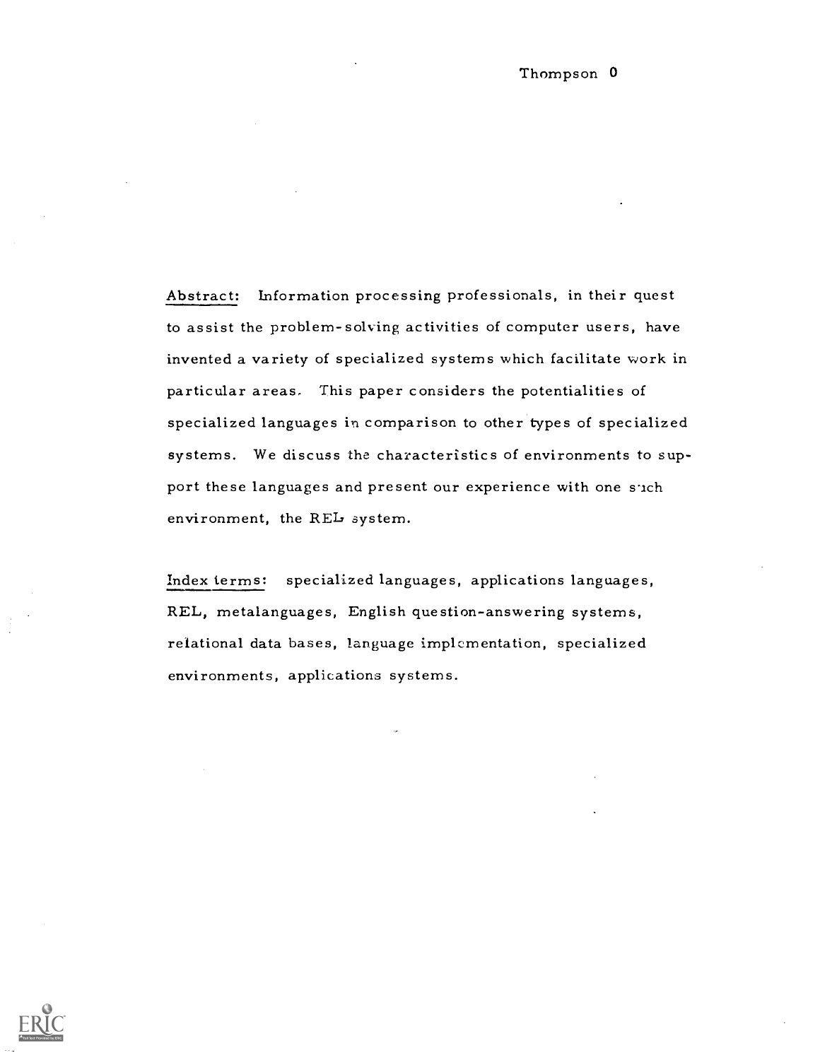<u>Abstract:</u> Information processing professionals, in their quest to assist the problem-solving activities of computer users, have invented a variety of specialized systems which facilitate work in particular areas. This paper considers the potentialities of specialized languages in comparison to other types of specialized systems. We discuss the characteristics of environments to support these languages and present our experience with one such environment, the REL system.

<u>Index terms:</u> specialized languages, applications languages, REL, metalanguages, English question-answering systems, relational data bases, language implementation, specialized environments, applications systems.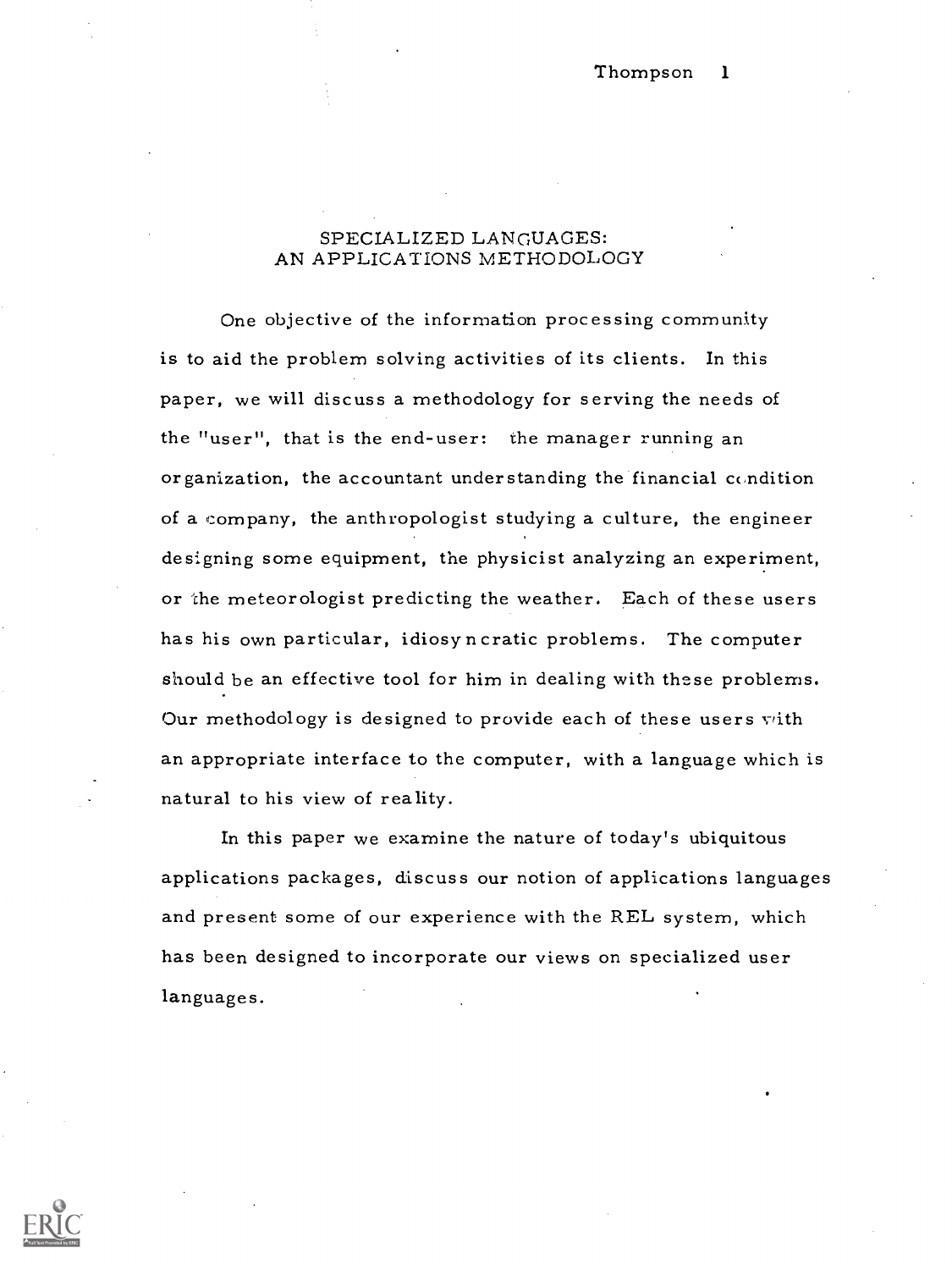# SPECIALIZED LANGUAGES: AN APPLICATIONS METHODOLOGY

One objective of the information processing community is to aid the problem solving activities of its clients. In this paper, we will discuss a methodology for serving the needs of the "user", that is the end-user: the manager running an organization, the accountant understanding the financial condition of a company, the anthropologist studying a culture, the engineer designing some equipment, the physicist analyzing an experiment, or the meteorologist predicting the weather. Each of these users has his own particular, idiosyncratic problems. The computer should be an effective tool for him in dealing with these problems. Our methodology is designed to provide each of these users with an appropriate interface to the computer, with a language which is natural to his view of reality.

In this paper we examine the nature of today's ubiquitous applications packages, discuss our notion of applications languages and present some of our experience with the REL system, which has been designed to incorporate our views on specialized user languages.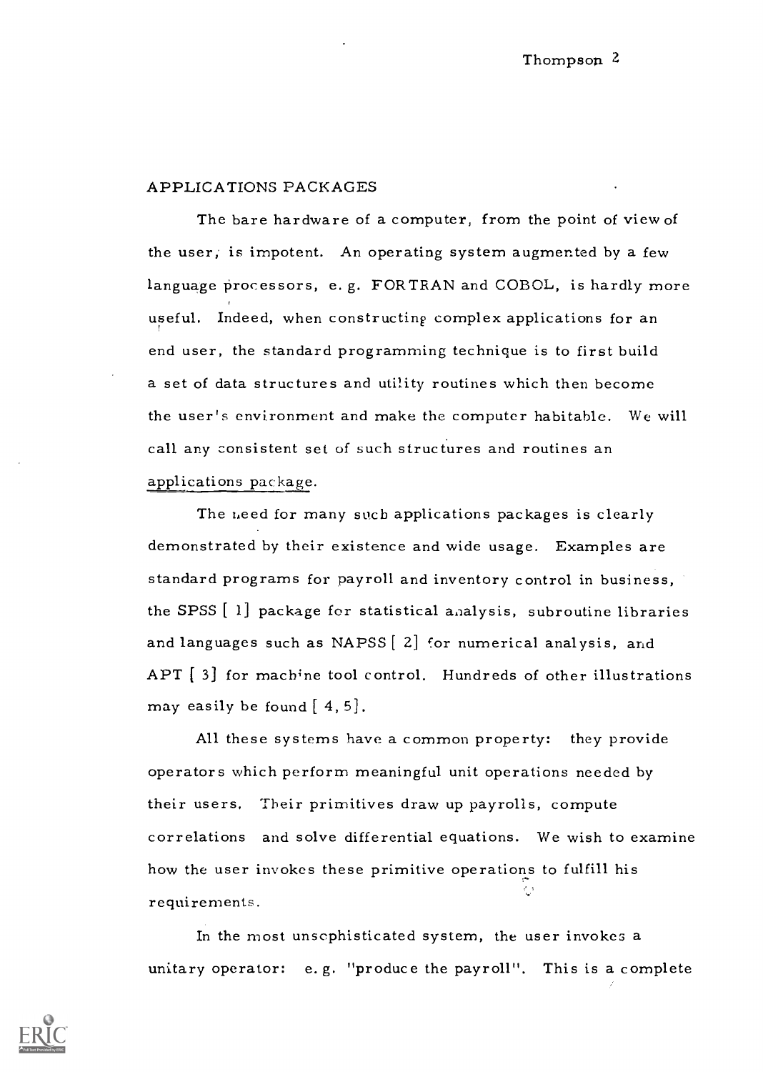## APPLICATIONS PACKAGES

The bare hardware of a computer, from the point of view of the user, is impotent. An operating system augmented by a few language processors, e. g. FORTRAN and COBOL, is hardly more useful. Indeed, when constructing complex applications for an end user, the standard programming technique is to first build a set of data structures and utility routines which then become the user's environment and make the computer habitable. We will call any consistent set of such structures and routines an applications package.

The need for many such applications packages is clearly demonstrated by their existence and wide usage. Examples are standard programs for payroll and inventory control in business, the SPSS [ 1] package for statistical analysis, subroutine libraries and languages such as NAPSS [ 2] for numerical analysis, and APT [ 3] for machine tool control. Hundreds of other illustrations may easily be found [ 4, 5].

All these systems have a common property: they provide operators which perform meaningful unit operations needed by their users. Their primitives draw up payrolls, compute correlations and solve differential equations. We wish to examine how the user invokes these primitive operations to fulfill his requirements.

In the most unsophisticated system, the user invokes a unitary operator: e. g. "produce the payroll". This is a complete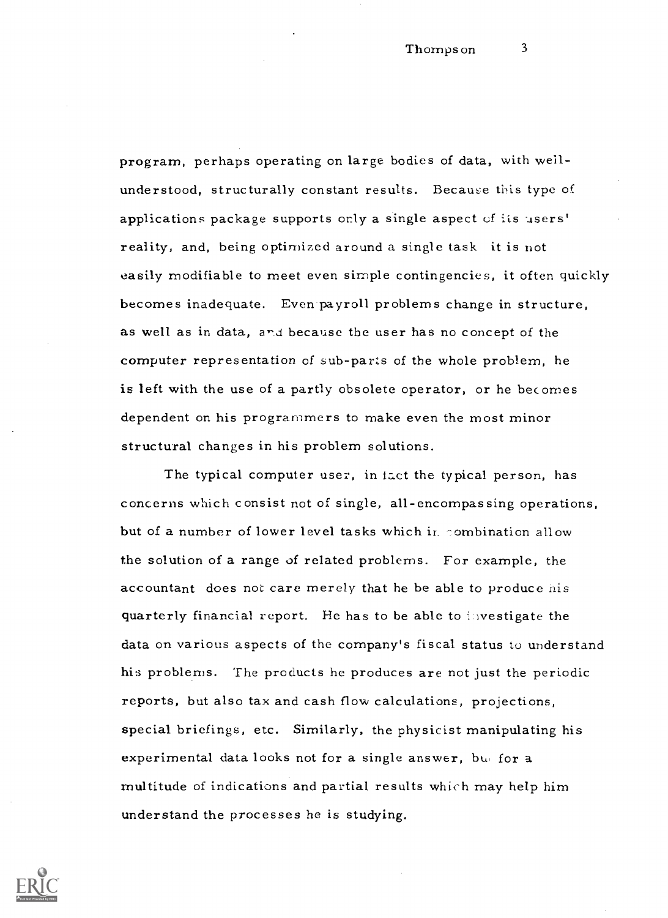program, perhaps operating on large bodies of data, with well-understood, structurally constant results. Because this type of applications package supports only a single aspect of its users' reality, and, being optimized around a single task it is not easily modifiable to meet even simple contingencies, it often quickly becomes inadequate. Even payroll problems change in structure, as well as in data, and because the user has no concept of the computer representation of sub-parts of the whole problem, he is left with the use of a partly obsolete operator, or he becomes dependent on his programmers to make even the most minor structural changes in his problem solutions.

The typical computer user, in fact the typical person, has concerns which consist not of single, all-encompassing operations, but of a number of lower level tasks which in combination allow the solution of a range of related problems. For example, the accountant does not care merely that he be able to produce his quarterly financial report. He has to be able to investigate the data on various aspects of the company's fiscal status to understand his problems. The products he produces are not just the periodic reports, but also tax and cash flow calculations, projections, special briefings, etc. Similarly, the physicist manipulating his experimental data looks not for a single answer, but for a multitude of indications and partial results which may help him understand the processes he is studying.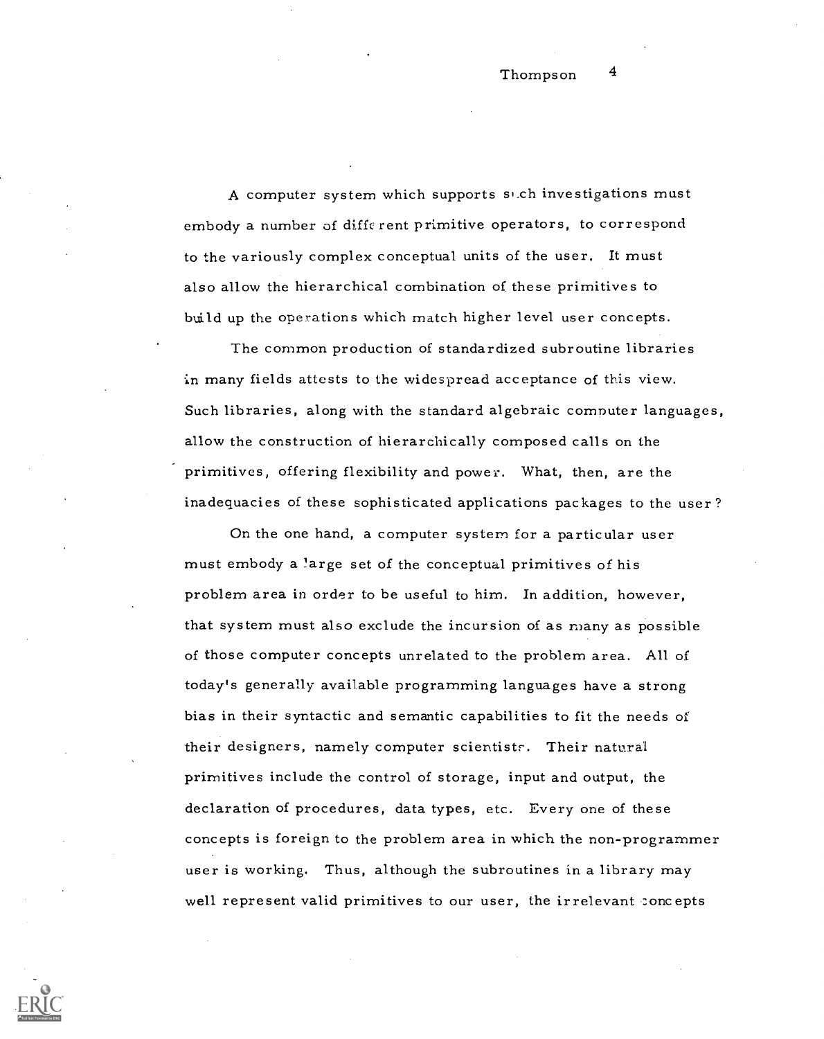A computer system which supports such investigations must embody a number of different primitive operators, to correspond to the variously complex conceptual units of the user. It must also allow the hierarchical combination of these primitives to build up the operations which match higher level user concepts.

The common production of standardized subroutine libraries in many fields attests to the widespread acceptance of this view. Such libraries, along with the standard algebraic computer languages, allow the construction of hierarchically composed calls on the primitives, offering flexibility and power. What, then, are the inadequacies of these sophisticated applications packages to the user?

On the one hand, a computer system for a particular user must embody a large set of the conceptual primitives of his problem area in order to be useful to him. In addition, however, that system must also exclude the incursion of as many as possible of those computer concepts unrelated to the problem area. All of today's generally available programming languages have a strong bias in their syntactic and semantic capabilities to fit the needs of their designers, namely computer scientists. Their natural primitives include the control of storage, input and output, the declaration of procedures, data types, etc. Every one of these concepts is foreign to the problem area in which the non-programmer user is working. Thus, although the subroutines in a library may well represent valid primitives to our user, the irrelevant concepts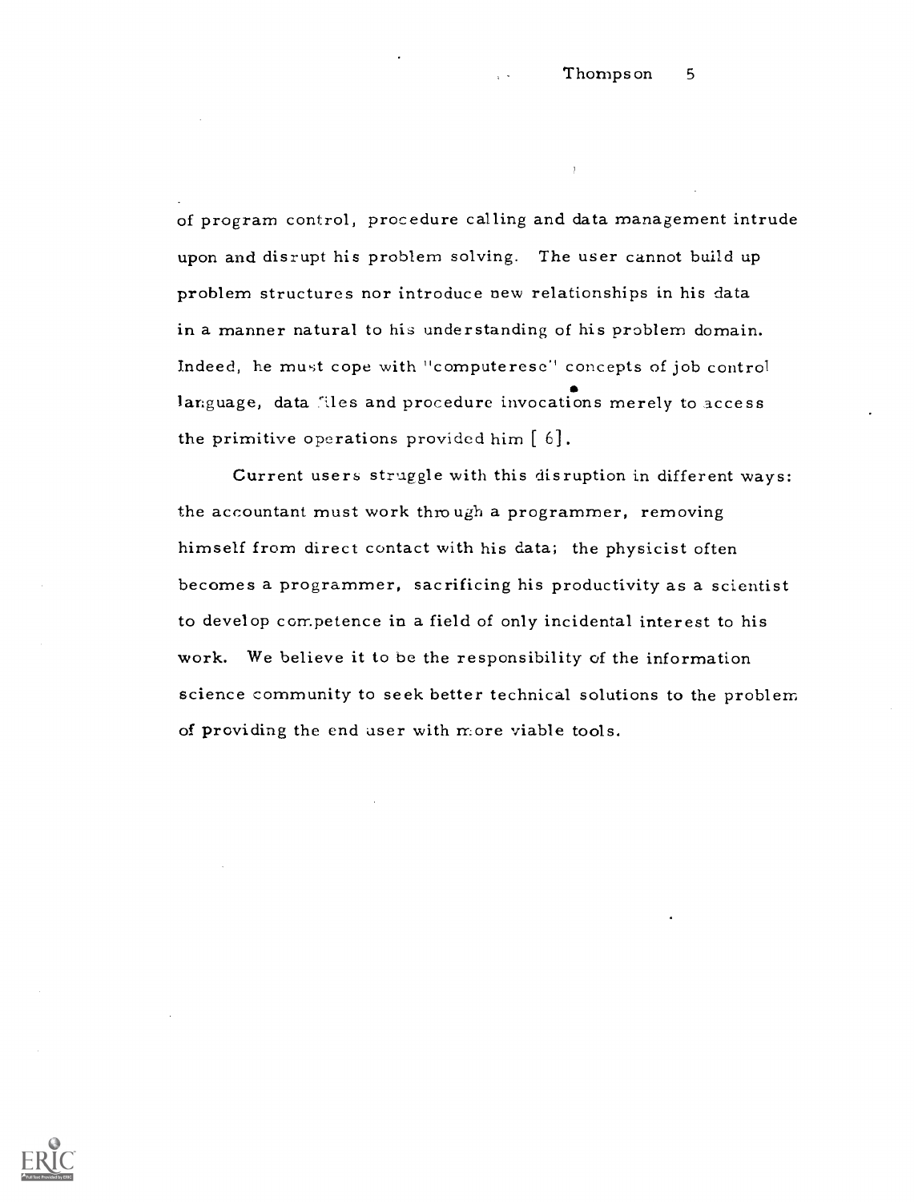of program control, procedure calling and data management intrude upon and disrupt his problem solving. The user cannot build up problem structures nor introduce new relationships in his data in a manner natural to his understanding of his problem domain. Indeed, he must cope with "computerese" concepts of job control language, data files and procedure invocations merely to access the primitive operations provided him [6].

Current users struggle with this disruption in different ways: the accountant must work through a programmer, removing himself from direct contact with his data; the physicist often becomes a programmer, sacrificing his productivity as a scientist to develop competence in a field of only incidental interest to his work. We believe it to be the responsibility of the information science community to seek better technical solutions to the problem of providing the end user with more viable tools.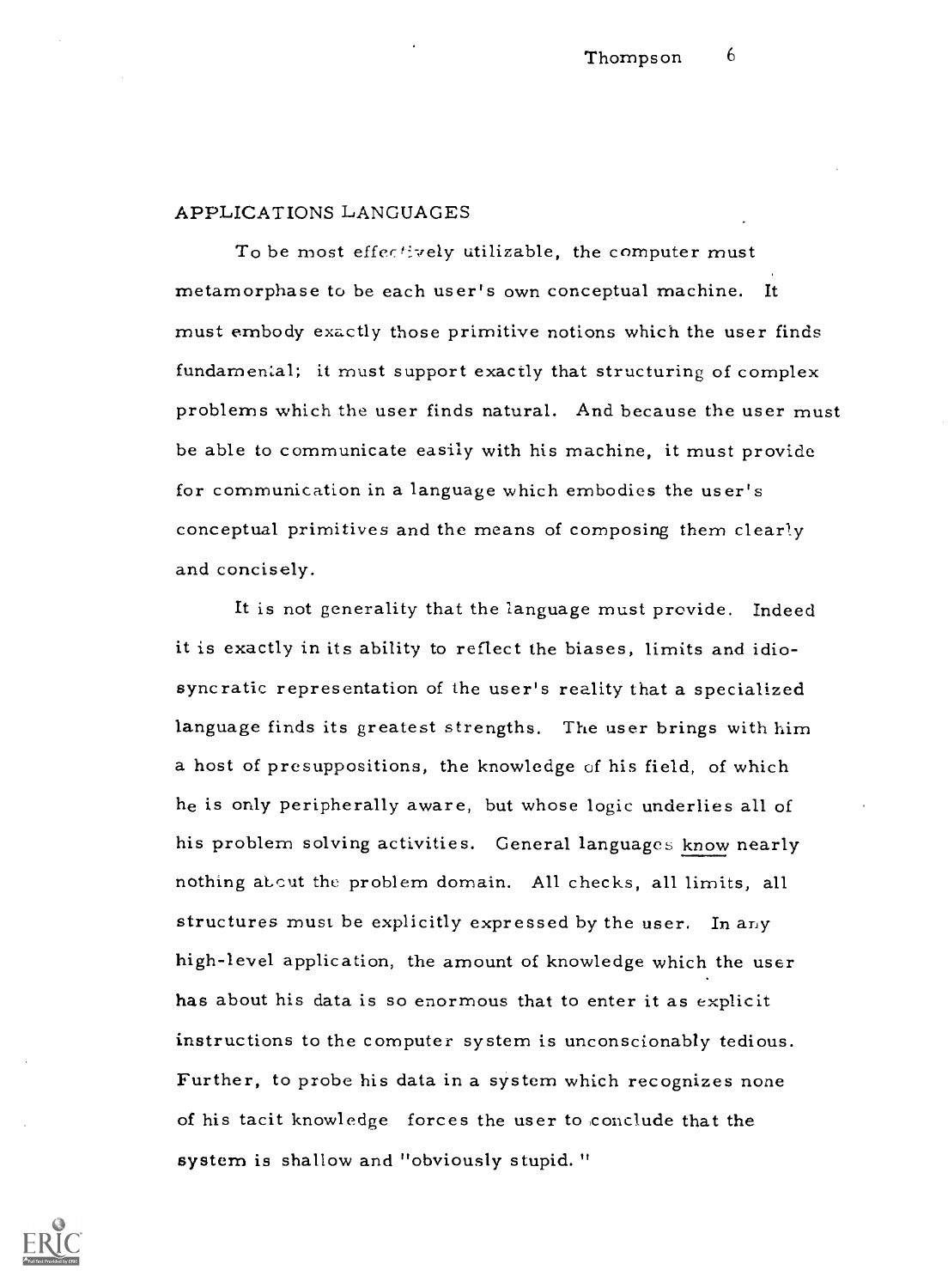## APPLICATIONS LANGUAGES

To be most effectively utilizable, the computer must metamorphase to be each user's own conceptual machine. It must embody exactly those primitive notions which the user finds fundamental; it must support exactly that structuring of complex problems which the user finds natural. And because the user must be able to communicate easily with his machine, it must provide for communication in a language which embodies the user's conceptual primitives and the means of composing them clearly and concisely.

It is not generality that the language must provide. Indeed it is exactly in its ability to reflect the biases, limits and idiosyncratic representation of the user's reality that a specialized language finds its greatest strengths. The user brings with him a host of presuppositions, the knowledge of his field, of which he is only peripherally aware, but whose logic underlies all of his problem solving activities. General languages <u>know</u> nearly nothing about the problem domain. All checks, all limits, all structures must be explicitly expressed by the user. In any high-level application, the amount of knowledge which the user has about his data is so enormous that to enter it as explicit instructions to the computer system is unconscionably tedious. Further, to probe his data in a system which recognizes none of his tacit knowledge forces the user to conclude that the system is shallow and "obviously stupid."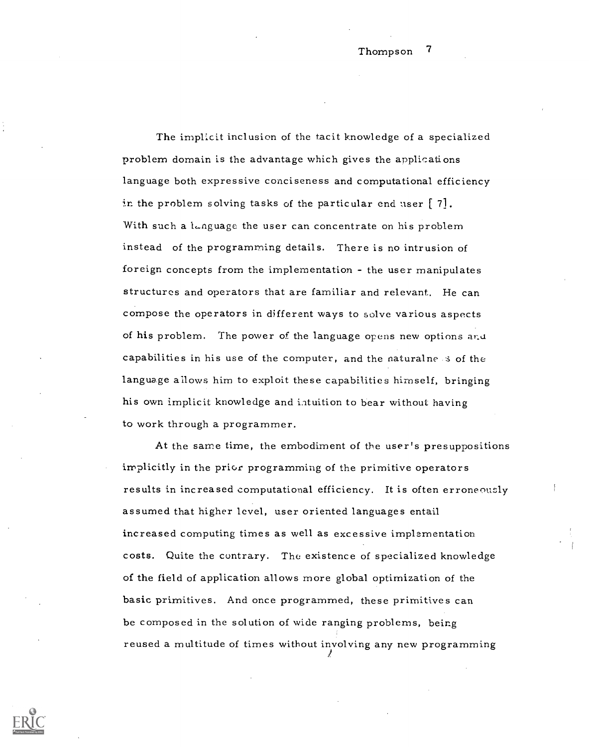The implicit inclusion of the tacit knowledge of a specialized problem domain is the advantage which gives the applications language both expressive conciseness and computational efficiency in the problem solving tasks of the particular end user [ 7]. With such a language the user can concentrate on his problem instead of the programming details. There is no intrusion of foreign concepts from the implementation - the user manipulates structures and operators that are familiar and relevant. He can compose the operators in different ways to solve various aspects of his problem. The power of the language opens new options and capabilities in his use of the computer, and the naturalness of the language allows him to exploit these capabilities himself, bringing his own implicit knowledge and intuition to bear without having to work through a programmer.

At the same time, the embodiment of the user's presuppositions implicitly in the prior programming of the primitive operators results in increased computational efficiency. It is often erroneously assumed that higher level, user oriented languages entail increased computing times as well as excessive implementation costs. Quite the contrary. The existence of specialized knowledge of the field of application allows more global optimization of the basic primitives. And once programmed, these primitives can be composed in the solution of wide ranging problems, being reused a multitude of times without involving any new programming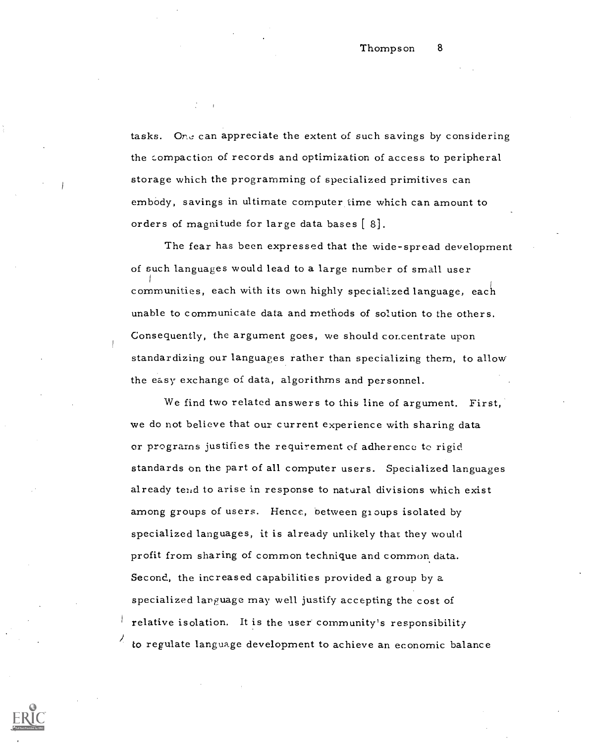tasks. One can appreciate the extent of such savings by considering the compaction of records and optimization of access to peripheral storage which the programming of specialized primitives can embody, savings in ultimate computer time which can amount to orders of magnitude for large data bases [ 8].

The fear has been expressed that the wide-spread development of such languages would lead to a large number of small user communities, each with its own highly specialized language, each unable to communicate data and methods of solution to the others. Consequently, the argument goes, we should concentrate upon standardizing our languages rather than specializing them, to allow the easy exchange of data, algorithms and personnel.

We find two related answers to this line of argument. First, we do not believe that our current experience with sharing data or programs justifies the requirement of adherence to rigid standards on the part of all computer users. Specialized languages already tend to arise in response to natural divisions which exist among groups of users. Hence, between groups isolated by specialized languages, it is already unlikely that they would profit from sharing of common technique and common data. Second, the increased capabilities provided a group by a specialized language may well justify accepting the cost of relative isolation. It is the user community's responsibility to regulate language development to achieve an economic balance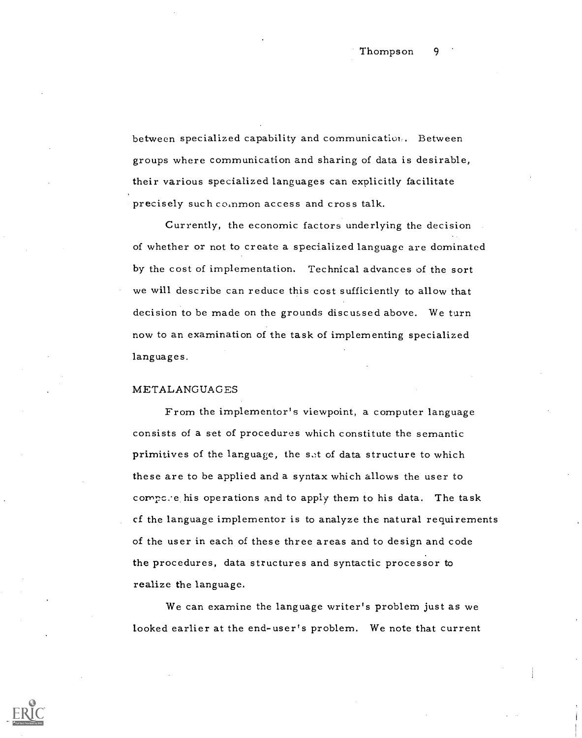between specialized capability and communication. Between groups where communication and sharing of data is desirable, their various specialized languages can explicitly facilitate precisely such common access and cross talk.

Currently, the economic factors underlying the decision of whether or not to create a specialized language are dominated by the cost of implementation. Technical advances of the sort we will describe can reduce this cost sufficiently to allow that decision to be made on the grounds discussed above. We turn now to an examination of the task of implementing specialized languages.

## METALANGUAGES

From the implementor's viewpoint, a computer language consists of a set of procedures which constitute the semantic primitives of the language, the set of data structure to which these are to be applied and a syntax which allows the user to compose his operations and to apply them to his data. The task of the language implementor is to analyze the natural requirements of the user in each of these three areas and to design and code the procedures, data structures and syntactic processor to realize the language.

We can examine the language writer's problem just as we looked earlier at the end-user's problem. We note that current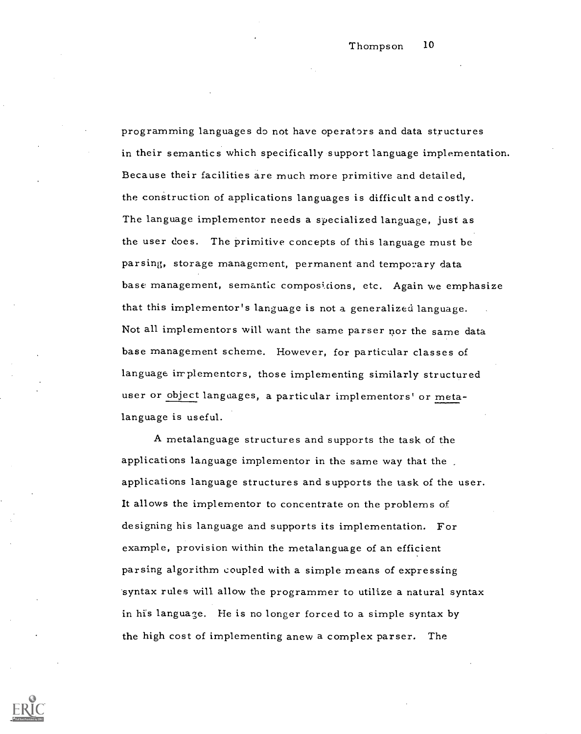programming languages do not have operators and data structures in their semantics which specifically support language implementation. Because their facilities are much more primitive and detailed, the construction of applications languages is difficult and costly. The language implementor needs a specialized language, just as the user does. The primitive concepts of this language must be parsing, storage management, permanent and temporary data base management, semantic compositions, etc. Again we emphasize that this implementor's language is not a generalized language. Not all implementors will want the same parser nor the same data base management scheme. However, for particular classes of language implementors, those implementing similarly structured user or <u>object</u> languages, a particular implementors' or <u>meta-language</u> is useful.

A metalanguage structures and supports the task of the applications language implementor in the same way that the applications language structures and supports the task of the user. It allows the implementor to concentrate on the problems of designing his language and supports its implementation. For example, provision within the metalanguage of an efficient parsing algorithm coupled with a simple means of expressing syntax rules will allow the programmer to utilize a natural syntax in his language. He is no longer forced to a simple syntax by the high cost of implementing anew a complex parser. The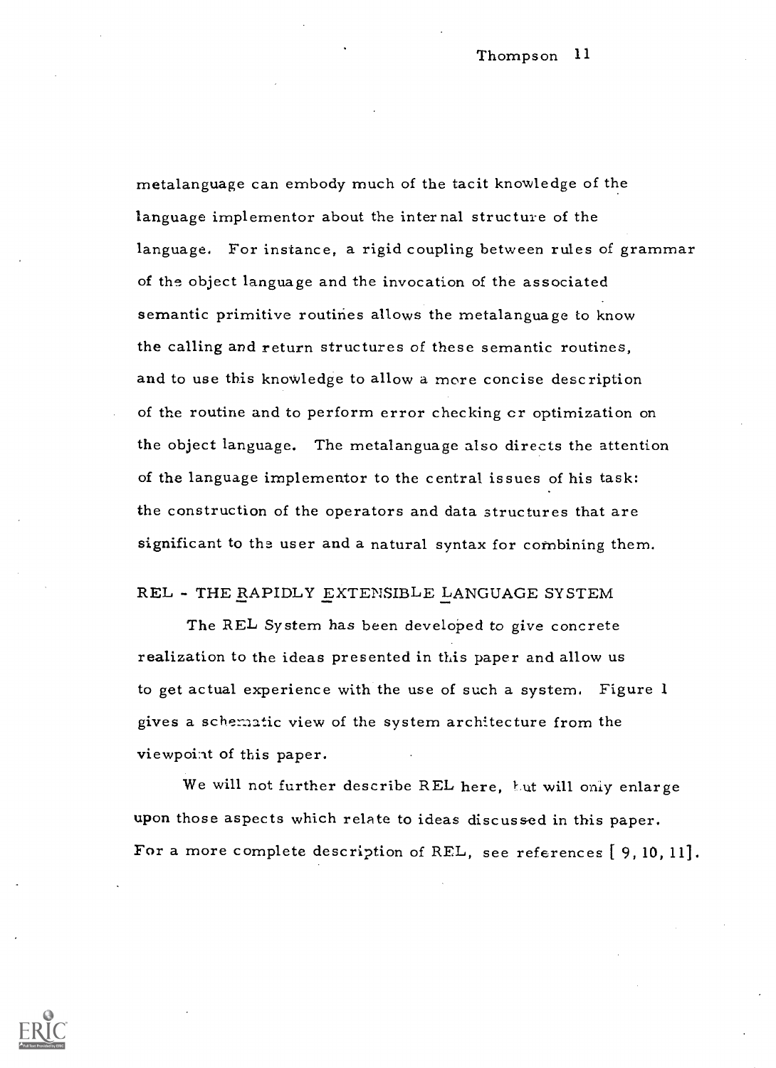metalanguage can embody much of the tacit knowledge of the language implementor about the internal structure of the language. For instance, a rigid coupling between rules of grammar of the object language and the invocation of the associated semantic primitive routines allows the metalanguage to know the calling and return structures of these semantic routines, and to use this knowledge to allow a more concise description of the routine and to perform error checking or optimization on the object language. The metalanguage also directs the attention of the language implementor to the central issues of his task: the construction of the operators and data structures that are significant to the user and a natural syntax for combining them.

## REL - THE RAPIDLY EXTENSIBLE LANGUAGE SYSTEM

The REL System has been developed to give concrete realization to the ideas presented in this paper and allow us to get actual experience with the use of such a system. Figure 1 gives a schematic view of the system architecture from the viewpoint of this paper.

We will not further describe REL here, but will only enlarge upon those aspects which relate to ideas discussed in this paper. For a more complete description of REL, see references [ 9, 10, 11].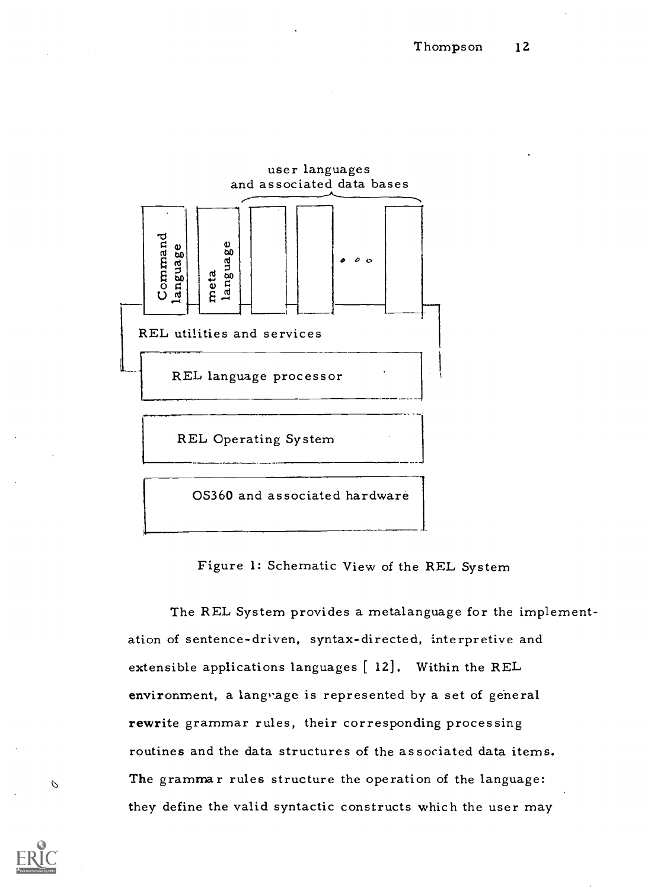Figure 1: Schematic View of the REL System

The REL System provides a metalanguage for the implementation of sentence-driven, syntax-directed, interpretive and extensible applications languages [ 12]. Within the REL environment, a language is represented by a set of general rewrite grammar rules, their corresponding processing routines and the data structures of the associated data items. The grammar rules structure the operation of the language: they define the valid syntactic constructs which the user may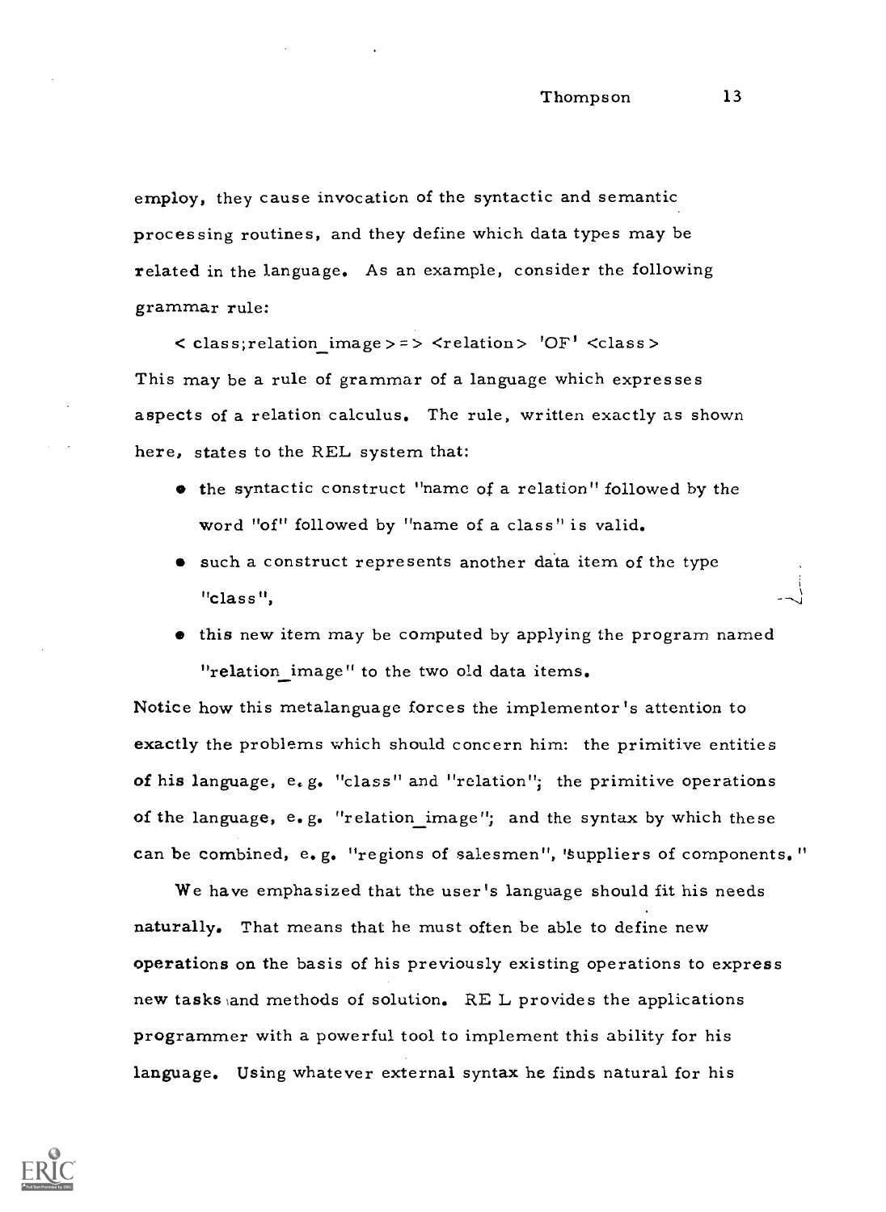employ, they cause invocation of the syntactic and semantic processing routines, and they define which data types may be related in the language. As an example, consider the following grammar rule:

< class;relation_image > => <relation> 'OF' <class >

This may be a rule of grammar of a language which expresses aspects of a relation calculus. The rule, written exactly as shown here, states to the REL system that:

- the syntactic construct "name of a relation" followed by the word "of" followed by "name of a class" is valid.
- such a construct represents another data item of the type "class",
- this new item may be computed by applying the program named "relation_image" to the two old data items.

Notice how this metalanguage forces the implementor's attention to exactly the problems which should concern him: the primitive entities of his language, e.g. "class" and "relation"; the primitive operations of the language, e.g. "relation_image"; and the syntax by which these can be combined, e.g. "regions of salesmen", "suppliers of components."

We have emphasized that the user's language should fit his needs naturally. That means that he must often be able to define new operations on the basis of his previously existing operations to express new tasks and methods of solution. REL provides the applications programmer with a powerful tool to implement this ability for his language. Using whatever external syntax he finds natural for his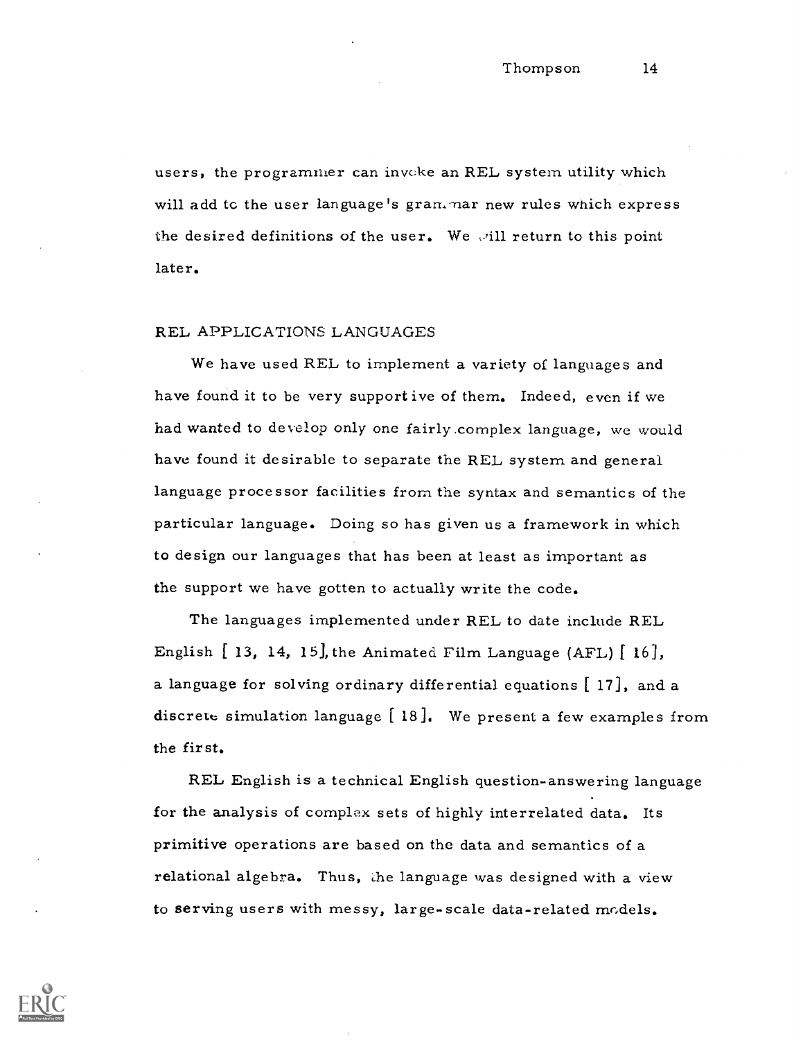users, the programmer can invoke an REL system utility which will add to the user language's grammar new rules which express the desired definitions of the user. We will return to this point later.

## REL APPLICATIONS LANGUAGES

We have used REL to implement a variety of languages and have found it to be very supportive of them. Indeed, even if we had wanted to develop only one fairly complex language, we would have found it desirable to separate the REL system and general language processor facilities from the syntax and semantics of the particular language. Doing so has given us a framework in which to design our languages that has been at least as important as the support we have gotten to actually write the code.

The languages implemented under REL to date include REL English [13, 14, 15], the Animated Film Language (AFL) [16], a language for solving ordinary differential equations [17], and a discrete simulation language [18]. We present a few examples from the first.

REL English is a technical English question-answering language for the analysis of complex sets of highly interrelated data. Its primitive operations are based on the data and semantics of a relational algebra. Thus, the language was designed with a view to serving users with messy, large-scale data-related models.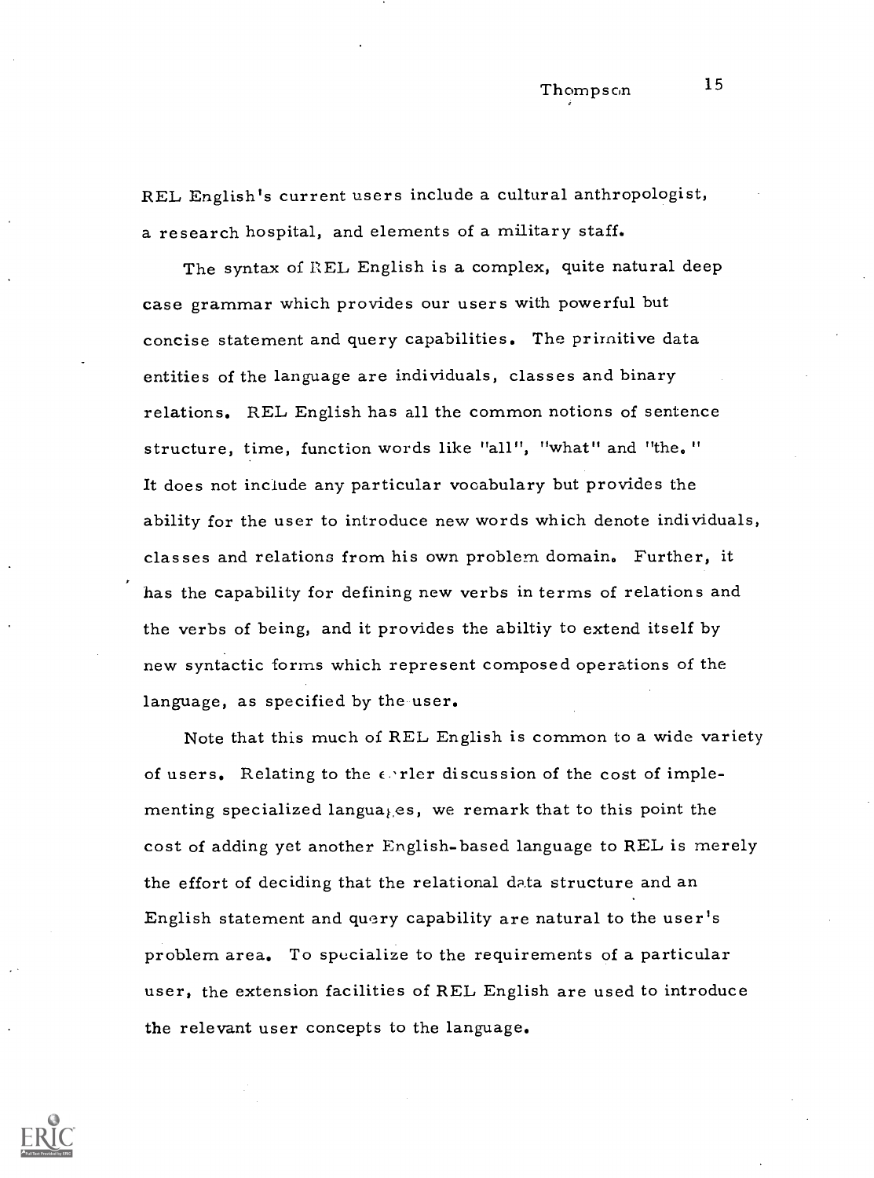REL English's current users include a cultural anthropologist, a research hospital, and elements of a military staff.

The syntax of REL English is a complex, quite natural deep case grammar which provides our users with powerful but concise statement and query capabilities. The primitive data entities of the language are individuals, classes and binary relations. REL English has all the common notions of sentence structure, time, function words like "all", "what" and "the." It does not include any particular vocabulary but provides the ability for the user to introduce new words which denote individuals, classes and relations from his own problem domain. Further, it has the capability for defining new verbs in terms of relations and the verbs of being, and it provides the abiltiy to extend itself by new syntactic forms which represent composed operations of the language, as specified by the user.

Note that this much of REL English is common to a wide variety of users. Relating to the earler discussion of the cost of implementing specialized languages, we remark that to this point the cost of adding yet another English-based language to REL is merely the effort of deciding that the relational data structure and an English statement and query capability are natural to the user's problem area. To specialize to the requirements of a particular user, the extension facilities of REL English are used to introduce the relevant user concepts to the language.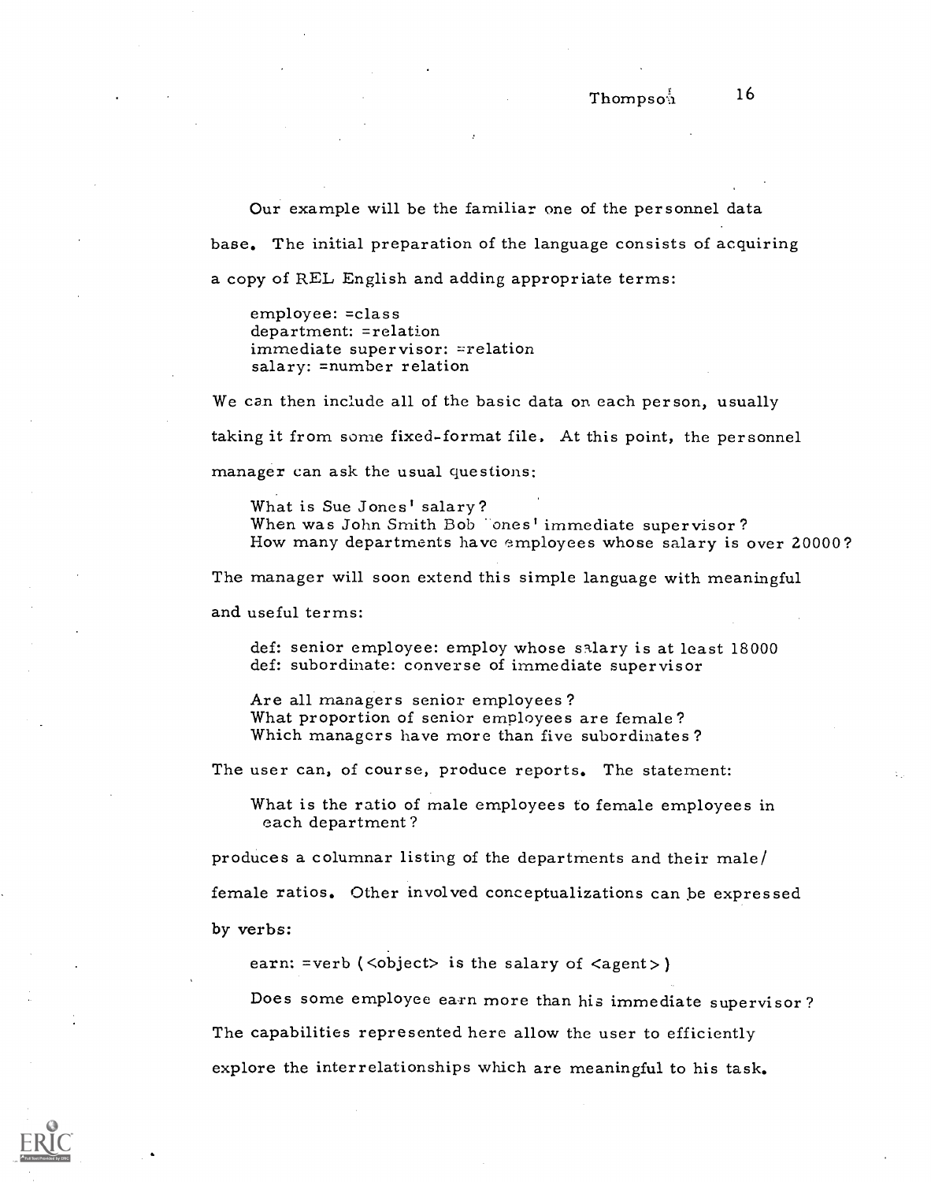Our example will be the familiar one of the personnel data base. The initial preparation of the language consists of acquiring a copy of REL English and adding appropriate terms:

```
employee: =class
department: =relation
immediate supervisor: =relation
salary: =number relation
```

We can then include all of the basic data on each person, usually taking it from some fixed-format file. At this point, the personnel manager can ask the usual questions:

> What is Sue Jones' salary?
> When was John Smith Bob Jones' immediate supervisor?
> How many departments have employees whose salary is over 20000?

The manager will soon extend this simple language with meaningful and useful terms:

```
def: senior employee: employ whose salary is at least 18000
def: subordinate: converse of immediate supervisor
```

> Are all managers senior employees?
> What proportion of senior employees are female?
> Which managers have more than five subordinates?

The user can, of course, produce reports. The statement:

> What is the ratio of male employees to female employees in each department?

produces a columnar listing of the departments and their male/female ratios. Other involved conceptualizations can be expressed by verbs:

```
earn: =verb (<object> is the salary of <agent>)
```

> Does some employee earn more than his immediate supervisor?

The capabilities represented here allow the user to efficiently explore the interrelationships which are meaningful to his task.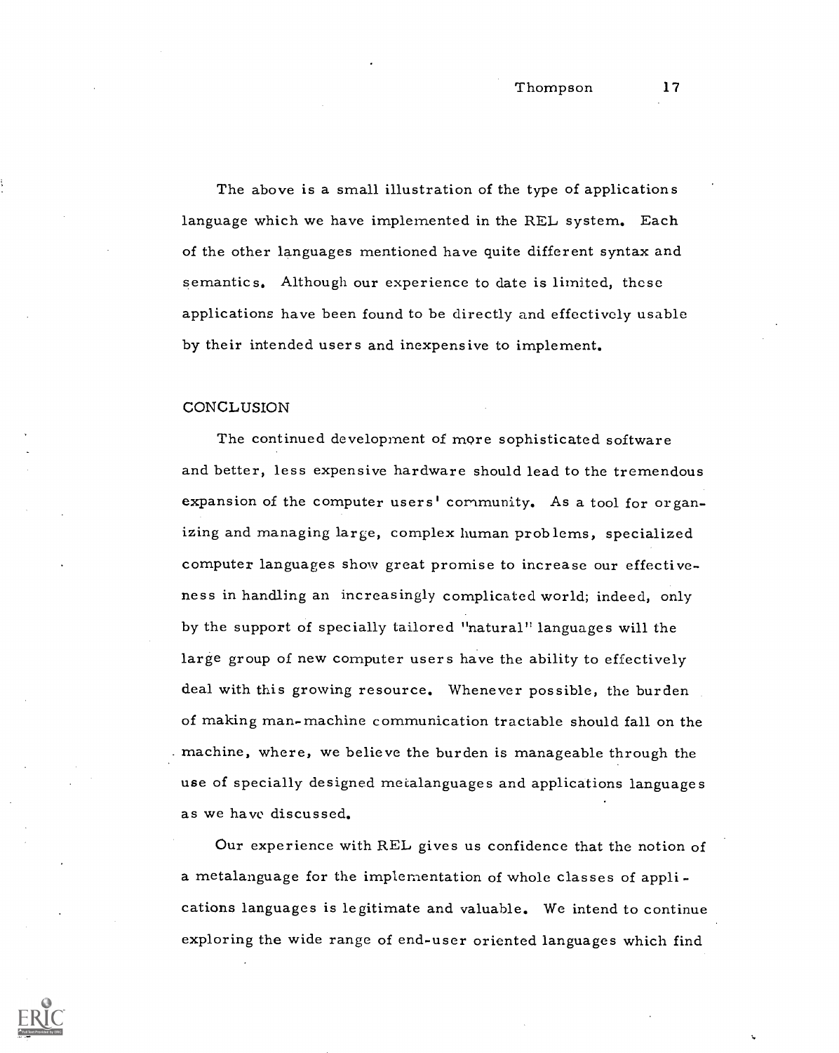The above is a small illustration of the type of applications language which we have implemented in the REL system. Each of the other languages mentioned have quite different syntax and semantics. Although our experience to date is limited, these applications have been found to be directly and effectively usable by their intended users and inexpensive to implement.

## CONCLUSION

The continued development of more sophisticated software and better, less expensive hardware should lead to the tremendous expansion of the computer users' community. As a tool for organizing and managing large, complex human problems, specialized computer languages show great promise to increase our effectiveness in handling an increasingly complicated world; indeed, only by the support of specially tailored "natural" languages will the large group of new computer users have the ability to effectively deal with this growing resource. Whenever possible, the burden of making man-machine communication tractable should fall on the machine, where, we believe the burden is manageable through the use of specially designed metalanguages and applications languages as we have discussed.

Our experience with REL gives us confidence that the notion of a metalanguage for the implementation of whole classes of applications languages is legitimate and valuable. We intend to continue exploring the wide range of end-user oriented languages which find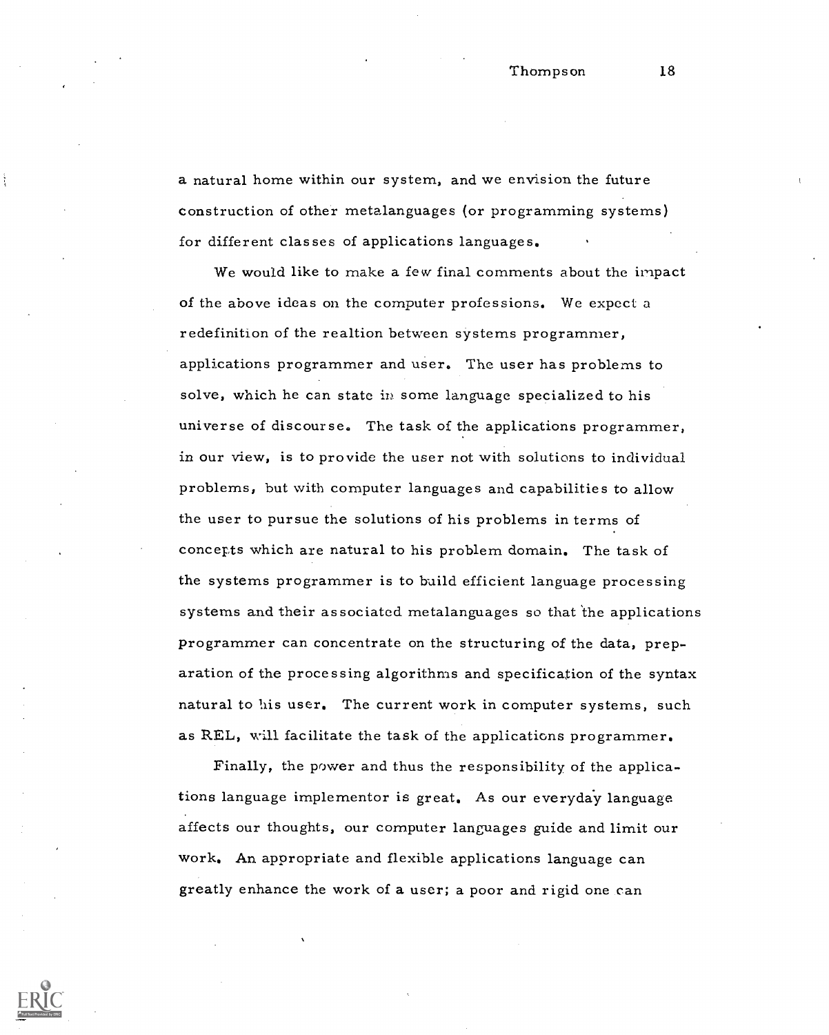a natural home within our system, and we envision the future construction of other metalanguages (or programming systems) for different classes of applications languages.

We would like to make a few final comments about the impact of the above ideas on the computer professions. We expect a redefinition of the realtion between systems programmer, applications programmer and user. The user has problems to solve, which he can state in some language specialized to his universe of discourse. The task of the applications programmer, in our view, is to provide the user not with solutions to individual problems, but with computer languages and capabilities to allow the user to pursue the solutions of his problems in terms of concepts which are natural to his problem domain. The task of the systems programmer is to build efficient language processing systems and their associated metalanguages so that the applications programmer can concentrate on the structuring of the data, preparation of the processing algorithms and specification of the syntax natural to his user. The current work in computer systems, such as REL, will facilitate the task of the applications programmer.

Finally, the power and thus the responsibility of the applications language implementor is great. As our everyday language affects our thoughts, our computer languages guide and limit our work. An appropriate and flexible applications language can greatly enhance the work of a user; a poor and rigid one can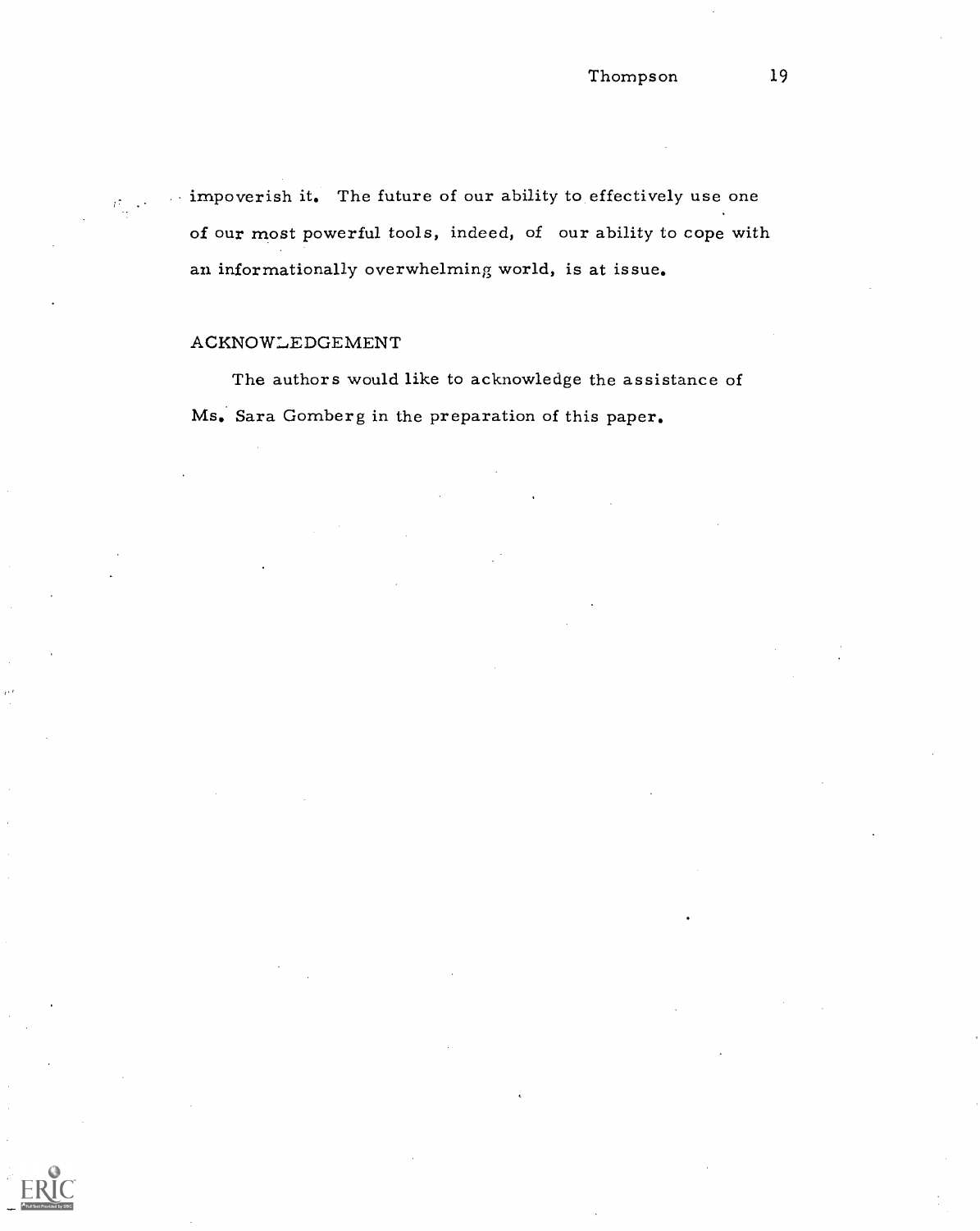impoverish it. The future of our ability to effectively use one of our most powerful tools, indeed, of our ability to cope with an informationally overwhelming world, is at issue.

## ACKNOWLEDGEMENT

The authors would like to acknowledge the assistance of Ms. Sara Gomberg in the preparation of this paper.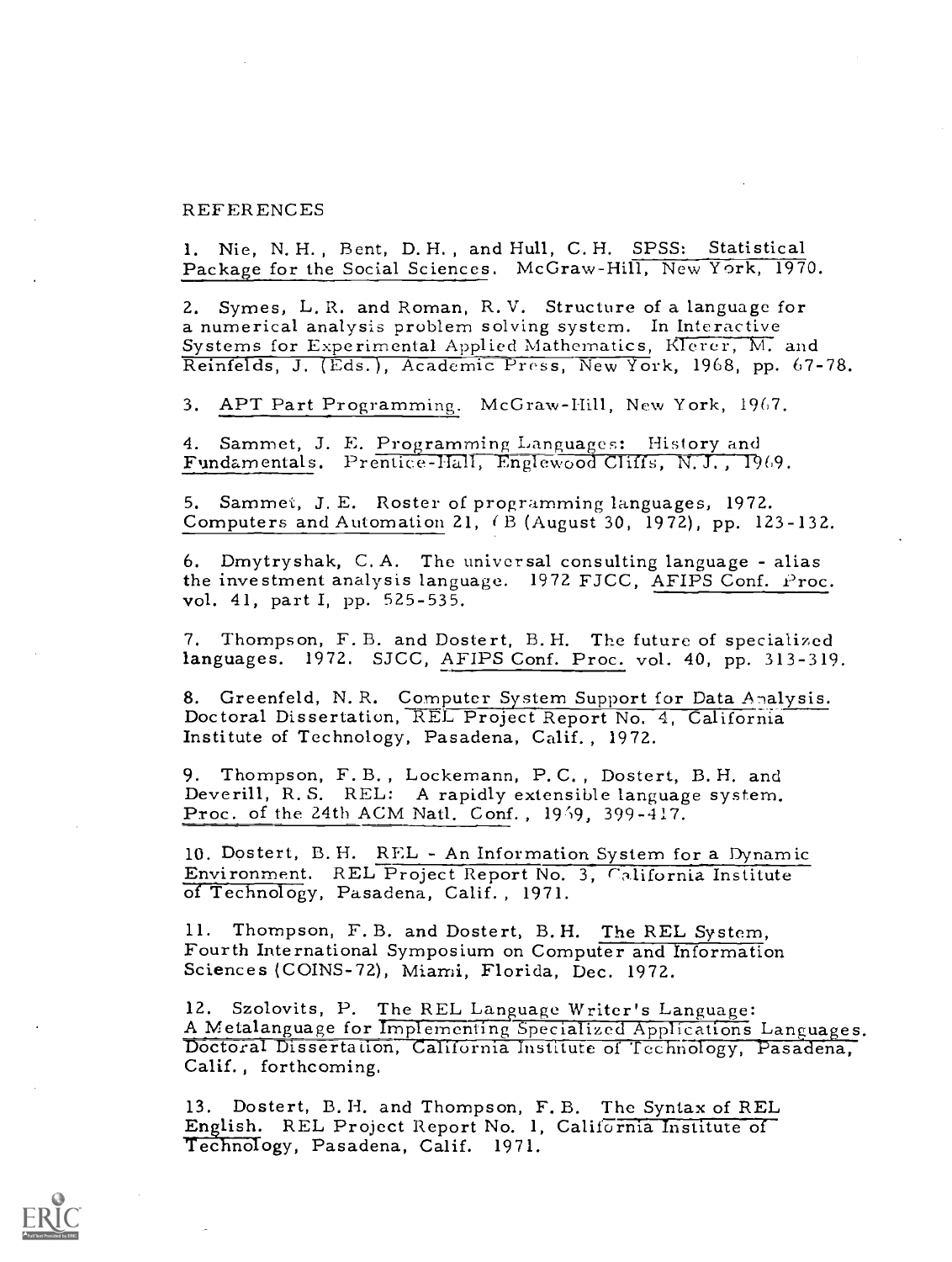REFERENCES

1. Nie, N. H., Bent, D. H., and Hull, C. H. SPSS: Statistical Package for the Social Sciences. McGraw-Hill, New York, 1970.

2. Symes, L. R. and Roman, R. V. Structure of a language for a numerical analysis problem solving system. In Interactive Systems for Experimental Applied Mathematics, Klerer, M. and Reinfelds, J. (Eds.), Academic Press, New York, 1968, pp. 67-78.

3. APT Part Programming. McGraw-Hill, New York, 1967.

4. Sammet, J. E. Programming Languages: History and Fundamentals. Prentice-Hall, Englewood Cliffs, N.J., 1969.

5. Sammet, J. E. Roster of programming languages, 1972. Computers and Automation 21, 6B (August 30, 1972), pp. 123-132.

6. Dmytryshak, C. A. The universal consulting language - alias the investment analysis language. 1972 FJCC, AFIPS Conf. Proc. vol. 41, part I, pp. 525-535.

7. Thompson, F. B. and Dostert, B. H. The future of specialized languages. 1972. SJCC, AFIPS Conf. Proc. vol. 40, pp. 313-319.

8. Greenfeld, N. R. Computer System Support for Data Analysis. Doctoral Dissertation, REL Project Report No. 4, California Institute of Technology, Pasadena, Calif., 1972.

9. Thompson, F. B., Lockemann, P. C., Dostert, B. H. and Deverill, R. S. REL: A rapidly extensible language system. Proc. of the 24th ACM Natl. Conf., 1969, 399-417.

10. Dostert, B. H. REL - An Information System for a Dynamic Environment. REL Project Report No. 3, California Institute of Technology, Pasadena, Calif., 1971.

11. Thompson, F. B. and Dostert, B. H. The REL System, Fourth International Symposium on Computer and Information Sciences (COINS-72), Miami, Florida, Dec. 1972.

12. Szolovits, P. The REL Language Writer's Language: A Metalanguage for Implementing Specialized Applications Languages. Doctoral Dissertation, California Institute of Technology, Pasadena, Calif., forthcoming.

13. Dostert, B. H. and Thompson, F. B. The Syntax of REL English. REL Project Report No. 1, California Institute of Technology, Pasadena, Calif. 1971.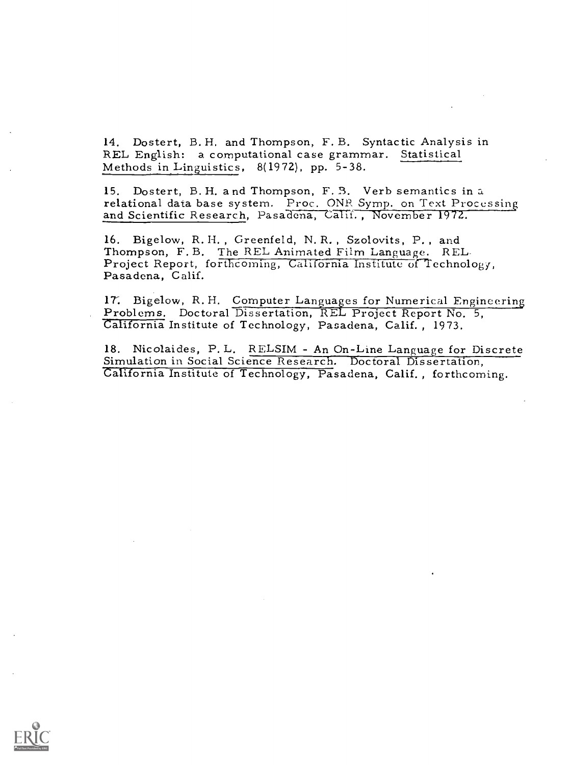14. Dostert, B. H. and Thompson, F. B. Syntactic Analysis in REL English: a computational case grammar. Statistical Methods in Linguistics, 8(1972), pp. 5-38.

15. Dostert, B. H. and Thompson, F. B. Verb semantics in a relational data base system. Proc. ONR Symp. on Text Processing and Scientific Research, Pasadena, Calif., November 1972.

16. Bigelow, R. H., Greenfeld, N. R., Szolovits, P., and Thompson, F. B. The REL Animated Film Language. REL Project Report, forthcoming, California Institute of Technology, Pasadena, Calif.

17. Bigelow, R. H. Computer Languages for Numerical Engineering Problems. Doctoral Dissertation, REL Project Report No. 5, California Institute of Technology, Pasadena, Calif., 1973.

18. Nicolaides, P. L. RELSIM - An On-Line Language for Discrete Simulation in Social Science Research. Doctoral Dissertation, California Institute of Technology, Pasadena, Calif., forthcoming.